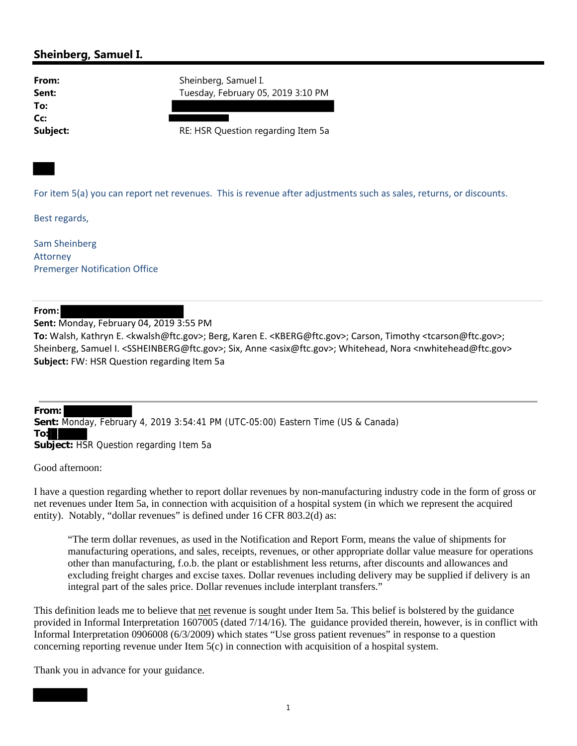## Sheinberg, Samuel I.

**From:** Sheinberg, Samuel I.
**Sent:** Tuesday, February 05, 2019 3:10 PM
**To:**
**Cc:**
**Subject:** RE: HSR Question regarding Item 5a

For item 5(a) you can report net revenues. This is revenue after adjustments such as sales, returns, or discounts.

Best regards,

Sam Sheinberg
Attorney
Premerger Notification Office

---

**From:**
**Sent:** Monday, February 04, 2019 3:55 PM
**To:** Walsh, Kathryn E. <kwalsh@ftc.gov>; Berg, Karen E. <KBERG@ftc.gov>; Carson, Timothy <tcarson@ftc.gov>; Sheinberg, Samuel I. <SSHEINBERG@ftc.gov>; Six, Anne <asix@ftc.gov>; Whitehead, Nora <nwhitehead@ftc.gov>
**Subject:** FW: HSR Question regarding Item 5a

---

**From:**
**Sent:** Monday, February 4, 2019 3:54:41 PM (UTC-05:00) Eastern Time (US & Canada)
**To:**
**Subject:** HSR Question regarding Item 5a

Good afternoon:

I have a question regarding whether to report dollar revenues by non-manufacturing industry code in the form of gross or net revenues under Item 5a, in connection with acquisition of a hospital system (in which we represent the acquired entity). Notably, "dollar revenues" is defined under 16 CFR 803.2(d) as:

> "The term dollar revenues, as used in the Notification and Report Form, means the value of shipments for manufacturing operations, and sales, receipts, revenues, or other appropriate dollar value measure for operations other than manufacturing, f.o.b. the plant or establishment less returns, after discounts and allowances and excluding freight charges and excise taxes. Dollar revenues including delivery may be supplied if delivery is an integral part of the sales price. Dollar revenues include interplant transfers."

This definition leads me to believe that net revenue is sought under Item 5a. This belief is bolstered by the guidance provided in Informal Interpretation 1607005 (dated 7/14/16). The guidance provided therein, however, is in conflict with Informal Interpretation 0906008 (6/3/2009) which states "Use gross patient revenues" in response to a question concerning reporting revenue under Item 5(c) in connection with acquisition of a hospital system.

Thank you in advance for your guidance.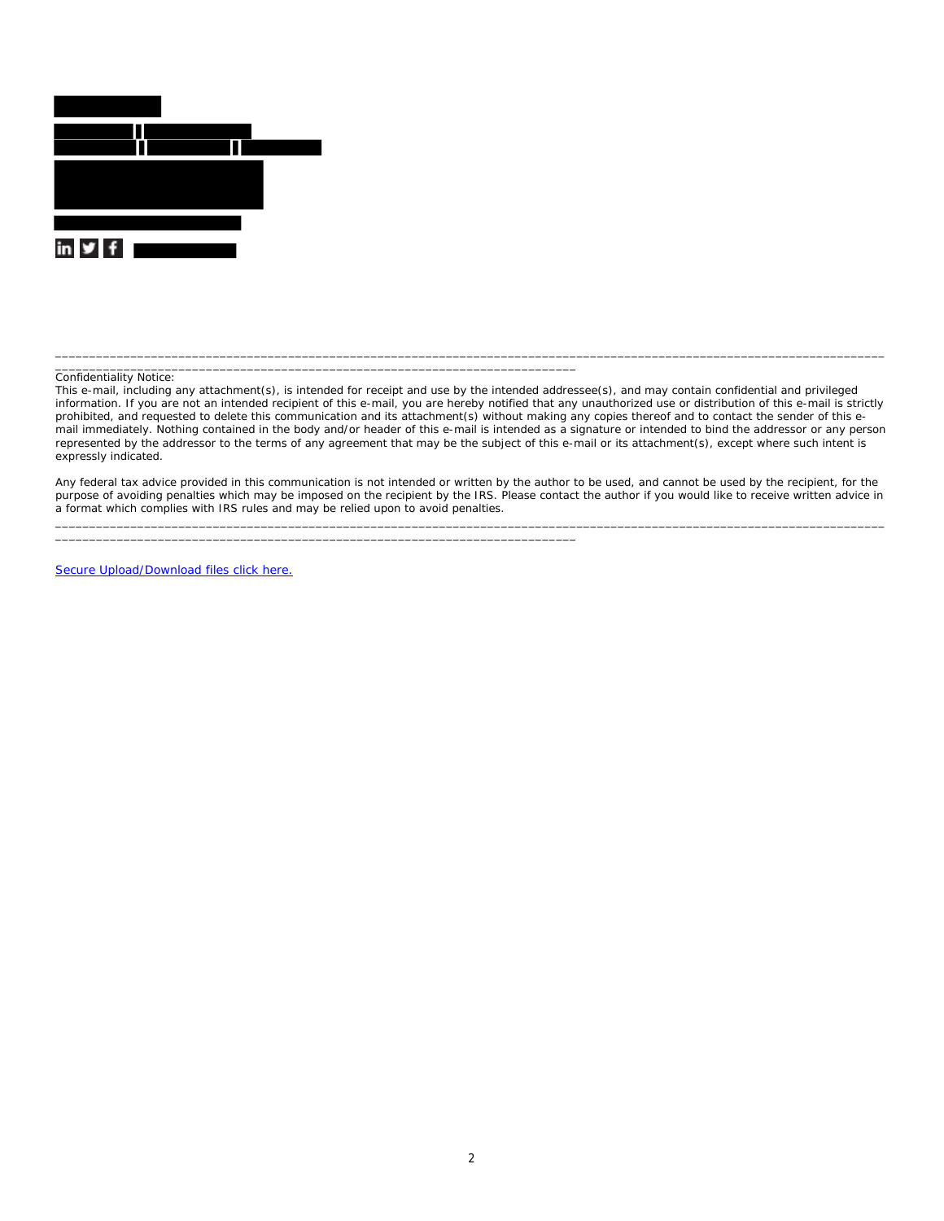\_\_\_\_\_\_\_\_\_\_\_\_\_\_\_\_\_\_\_\_\_\_\_\_\_\_\_\_\_\_\_\_\_\_\_\_\_\_\_\_\_\_\_\_\_\_\_\_\_\_\_\_\_\_\_\_\_\_\_\_\_\_\_\_\_\_\_\_\_\_\_\_\_\_\_\_\_\_\_\_\_\_\_\_\_\_\_\_\_\_\_\_\_\_\_\_\_\_\_\_\_\_\_\_\_\_\_\_\_\_\_\_\_\_\_\_\_\_\_\_\_\_\_\_\_\_\_\_\_\_\_\_\_\_\_\_\_\_\_\_\_\_\_\_\_\_\_\_\_\_\_\_\_\_\_\_\_\_\_\_\_\_\_\_\_\_\_\_\_\_\_\_\_\_\_\_\_\_\_\_\_\_\_\_\_\_\_\_\_

Confidentiality Notice:
This e-mail, including any attachment(s), is intended for receipt and use by the intended addressee(s), and may contain confidential and privileged information. If you are not an intended recipient of this e-mail, you are hereby notified that any unauthorized use or distribution of this e-mail is strictly prohibited, and requested to delete this communication and its attachment(s) without making any copies thereof and to contact the sender of this e-mail immediately. Nothing contained in the body and/or header of this e-mail is intended as a signature or intended to bind the addressor or any person represented by the addressor to the terms of any agreement that may be the subject of this e-mail or its attachment(s), except where such intent is expressly indicated.

Any federal tax advice provided in this communication is not intended or written by the author to be used, and cannot be used by the recipient, for the purpose of avoiding penalties which may be imposed on the recipient by the IRS. Please contact the author if you would like to receive written advice in a format which complies with IRS rules and may be relied upon to avoid penalties.

\_\_\_\_\_\_\_\_\_\_\_\_\_\_\_\_\_\_\_\_\_\_\_\_\_\_\_\_\_\_\_\_\_\_\_\_\_\_\_\_\_\_\_\_\_\_\_\_\_\_\_\_\_\_\_\_\_\_\_\_\_\_\_\_\_\_\_\_\_\_\_\_\_\_\_\_\_\_\_\_\_\_\_\_\_\_\_\_\_\_\_\_\_\_\_\_\_\_\_\_\_\_\_\_\_\_\_\_\_\_\_\_\_\_\_\_\_\_\_\_\_\_\_\_\_\_\_\_\_\_\_\_\_\_\_\_\_\_\_\_\_\_\_\_\_\_\_\_\_\_\_\_\_\_\_\_\_\_\_\_\_\_\_\_\_\_\_\_\_\_\_\_\_\_\_\_\_\_\_\_\_\_\_\_\_\_\_\_\_

Secure Upload/Download files click here.